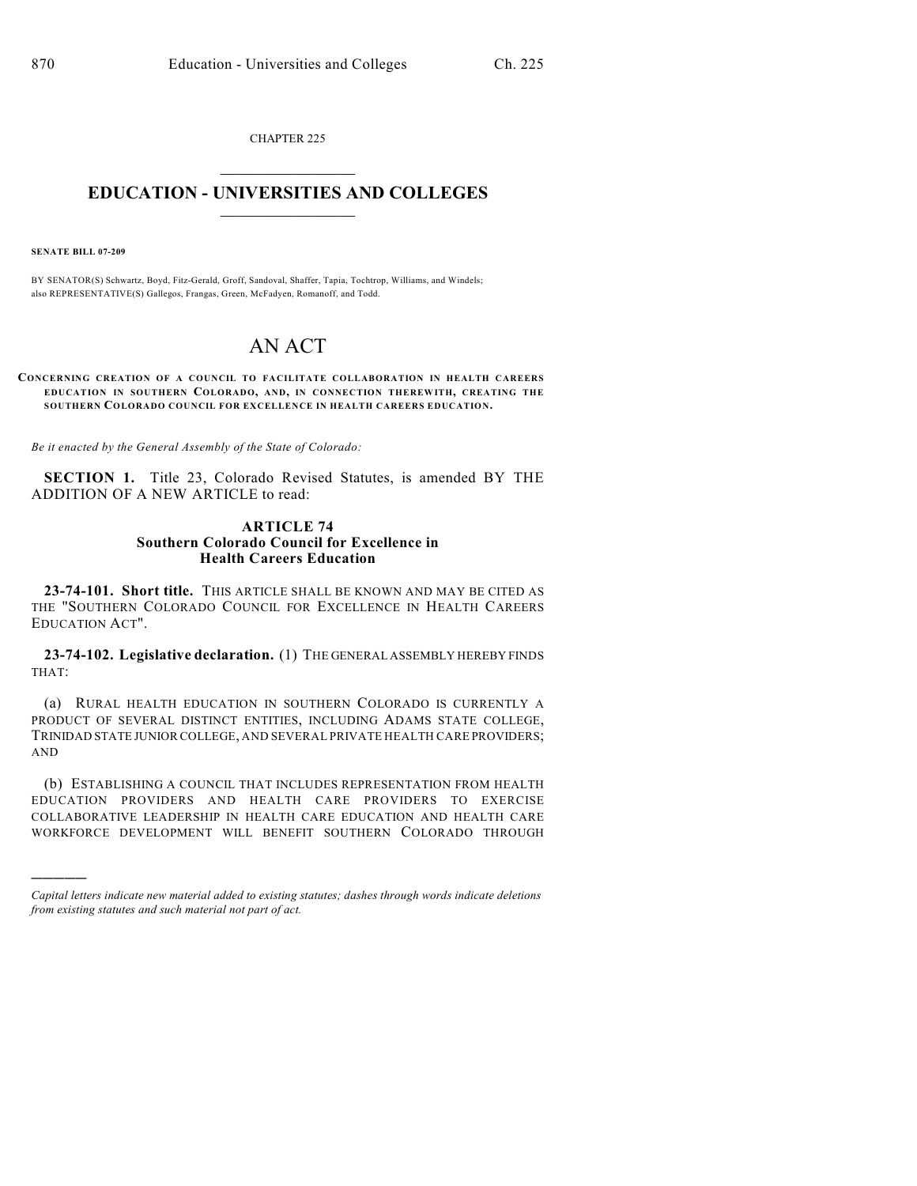CHAPTER 225

# EDUCATION - UNIVERSITIES AND COLLEGES

**SENATE BILL 07-209**

BY SENATOR(S) Schwartz, Boyd, Fitz-Gerald, Groff, Sandoval, Shaffer, Tapia, Tochtrop, Williams, and Windels; also REPRESENTATIVE(S) Gallegos, Frangas, Green, McFadyen, Romanoff, and Todd.

# AN ACT

**CONCERNING CREATION OF A COUNCIL TO FACILITATE COLLABORATION IN HEALTH CAREERS EDUCATION IN SOUTHERN COLORADO, AND, IN CONNECTION THEREWITH, CREATING THE SOUTHERN COLORADO COUNCIL FOR EXCELLENCE IN HEALTH CAREERS EDUCATION.**

*Be it enacted by the General Assembly of the State of Colorado:*

**SECTION 1.** Title 23, Colorado Revised Statutes, is amended BY THE ADDITION OF A NEW ARTICLE to read:

### ARTICLE 74
### Southern Colorado Council for Excellence in Health Careers Education

**23-74-101. Short title.** THIS ARTICLE SHALL BE KNOWN AND MAY BE CITED AS THE "SOUTHERN COLORADO COUNCIL FOR EXCELLENCE IN HEALTH CAREERS EDUCATION ACT".

**23-74-102. Legislative declaration.** (1) THE GENERAL ASSEMBLY HEREBY FINDS THAT:

(a) RURAL HEALTH EDUCATION IN SOUTHERN COLORADO IS CURRENTLY A PRODUCT OF SEVERAL DISTINCT ENTITIES, INCLUDING ADAMS STATE COLLEGE, TRINIDAD STATE JUNIOR COLLEGE, AND SEVERAL PRIVATE HEALTH CARE PROVIDERS; AND

(b) ESTABLISHING A COUNCIL THAT INCLUDES REPRESENTATION FROM HEALTH EDUCATION PROVIDERS AND HEALTH CARE PROVIDERS TO EXERCISE COLLABORATIVE LEADERSHIP IN HEALTH CARE EDUCATION AND HEALTH CARE WORKFORCE DEVELOPMENT WILL BENEFIT SOUTHERN COLORADO THROUGH

---

*Capital letters indicate new material added to existing statutes; dashes through words indicate deletions from existing statutes and such material not part of act.*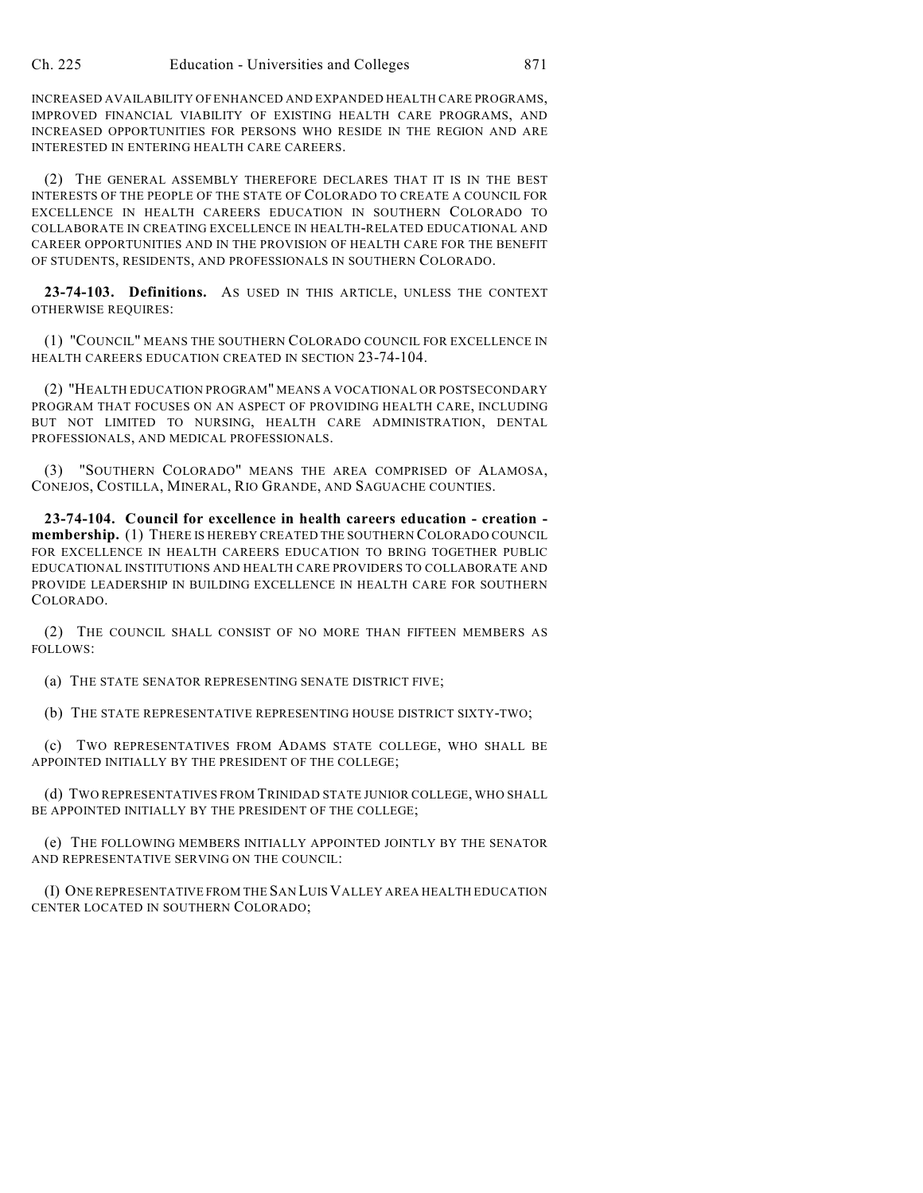INCREASED AVAILABILITY OF ENHANCED AND EXPANDED HEALTH CARE PROGRAMS, IMPROVED FINANCIAL VIABILITY OF EXISTING HEALTH CARE PROGRAMS, AND INCREASED OPPORTUNITIES FOR PERSONS WHO RESIDE IN THE REGION AND ARE INTERESTED IN ENTERING HEALTH CARE CAREERS.

(2) THE GENERAL ASSEMBLY THEREFORE DECLARES THAT IT IS IN THE BEST INTERESTS OF THE PEOPLE OF THE STATE OF COLORADO TO CREATE A COUNCIL FOR EXCELLENCE IN HEALTH CAREERS EDUCATION IN SOUTHERN COLORADO TO COLLABORATE IN CREATING EXCELLENCE IN HEALTH-RELATED EDUCATIONAL AND CAREER OPPORTUNITIES AND IN THE PROVISION OF HEALTH CARE FOR THE BENEFIT OF STUDENTS, RESIDENTS, AND PROFESSIONALS IN SOUTHERN COLORADO.

**23-74-103. Definitions.** AS USED IN THIS ARTICLE, UNLESS THE CONTEXT OTHERWISE REQUIRES:

(1) "COUNCIL" MEANS THE SOUTHERN COLORADO COUNCIL FOR EXCELLENCE IN HEALTH CAREERS EDUCATION CREATED IN SECTION 23-74-104.

(2) "HEALTH EDUCATION PROGRAM" MEANS A VOCATIONAL OR POSTSECONDARY PROGRAM THAT FOCUSES ON AN ASPECT OF PROVIDING HEALTH CARE, INCLUDING BUT NOT LIMITED TO NURSING, HEALTH CARE ADMINISTRATION, DENTAL PROFESSIONALS, AND MEDICAL PROFESSIONALS.

(3) "SOUTHERN COLORADO" MEANS THE AREA COMPRISED OF ALAMOSA, CONEJOS, COSTILLA, MINERAL, RIO GRANDE, AND SAGUACHE COUNTIES.

**23-74-104. Council for excellence in health careers education - creation - membership.** (1) THERE IS HEREBY CREATED THE SOUTHERN COLORADO COUNCIL FOR EXCELLENCE IN HEALTH CAREERS EDUCATION TO BRING TOGETHER PUBLIC EDUCATIONAL INSTITUTIONS AND HEALTH CARE PROVIDERS TO COLLABORATE AND PROVIDE LEADERSHIP IN BUILDING EXCELLENCE IN HEALTH CARE FOR SOUTHERN COLORADO.

(2) THE COUNCIL SHALL CONSIST OF NO MORE THAN FIFTEEN MEMBERS AS FOLLOWS:

(a) THE STATE SENATOR REPRESENTING SENATE DISTRICT FIVE;

(b) THE STATE REPRESENTATIVE REPRESENTING HOUSE DISTRICT SIXTY-TWO;

(c) TWO REPRESENTATIVES FROM ADAMS STATE COLLEGE, WHO SHALL BE APPOINTED INITIALLY BY THE PRESIDENT OF THE COLLEGE;

(d) TWO REPRESENTATIVES FROM TRINIDAD STATE JUNIOR COLLEGE, WHO SHALL BE APPOINTED INITIALLY BY THE PRESIDENT OF THE COLLEGE;

(e) THE FOLLOWING MEMBERS INITIALLY APPOINTED JOINTLY BY THE SENATOR AND REPRESENTATIVE SERVING ON THE COUNCIL:

(I) ONE REPRESENTATIVE FROM THE SAN LUIS VALLEY AREA HEALTH EDUCATION CENTER LOCATED IN SOUTHERN COLORADO;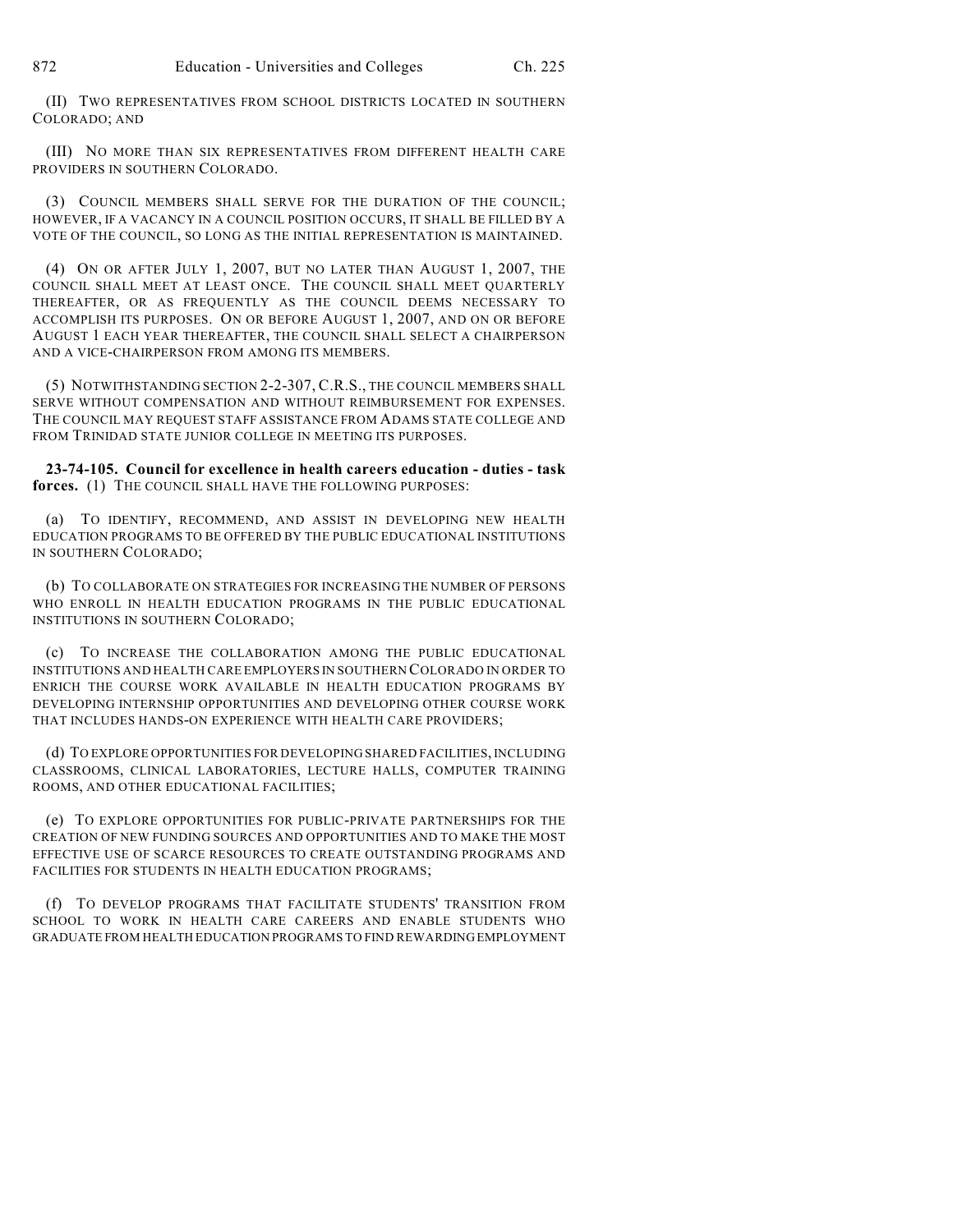(II) TWO REPRESENTATIVES FROM SCHOOL DISTRICTS LOCATED IN SOUTHERN COLORADO; AND

(III) NO MORE THAN SIX REPRESENTATIVES FROM DIFFERENT HEALTH CARE PROVIDERS IN SOUTHERN COLORADO.

(3) COUNCIL MEMBERS SHALL SERVE FOR THE DURATION OF THE COUNCIL; HOWEVER, IF A VACANCY IN A COUNCIL POSITION OCCURS, IT SHALL BE FILLED BY A VOTE OF THE COUNCIL, SO LONG AS THE INITIAL REPRESENTATION IS MAINTAINED.

(4) ON OR AFTER JULY 1, 2007, BUT NO LATER THAN AUGUST 1, 2007, THE COUNCIL SHALL MEET AT LEAST ONCE. THE COUNCIL SHALL MEET QUARTERLY THEREAFTER, OR AS FREQUENTLY AS THE COUNCIL DEEMS NECESSARY TO ACCOMPLISH ITS PURPOSES. ON OR BEFORE AUGUST 1, 2007, AND ON OR BEFORE AUGUST 1 EACH YEAR THEREAFTER, THE COUNCIL SHALL SELECT A CHAIRPERSON AND A VICE-CHAIRPERSON FROM AMONG ITS MEMBERS.

(5) NOTWITHSTANDING SECTION 2-2-307, C.R.S., THE COUNCIL MEMBERS SHALL SERVE WITHOUT COMPENSATION AND WITHOUT REIMBURSEMENT FOR EXPENSES. THE COUNCIL MAY REQUEST STAFF ASSISTANCE FROM ADAMS STATE COLLEGE AND FROM TRINIDAD STATE JUNIOR COLLEGE IN MEETING ITS PURPOSES.

**23-74-105. Council for excellence in health careers education - duties - task forces.** (1) THE COUNCIL SHALL HAVE THE FOLLOWING PURPOSES:

(a) TO IDENTIFY, RECOMMEND, AND ASSIST IN DEVELOPING NEW HEALTH EDUCATION PROGRAMS TO BE OFFERED BY THE PUBLIC EDUCATIONAL INSTITUTIONS IN SOUTHERN COLORADO;

(b) TO COLLABORATE ON STRATEGIES FOR INCREASING THE NUMBER OF PERSONS WHO ENROLL IN HEALTH EDUCATION PROGRAMS IN THE PUBLIC EDUCATIONAL INSTITUTIONS IN SOUTHERN COLORADO;

(c) TO INCREASE THE COLLABORATION AMONG THE PUBLIC EDUCATIONAL INSTITUTIONS AND HEALTH CARE EMPLOYERS IN SOUTHERN COLORADO IN ORDER TO ENRICH THE COURSE WORK AVAILABLE IN HEALTH EDUCATION PROGRAMS BY DEVELOPING INTERNSHIP OPPORTUNITIES AND DEVELOPING OTHER COURSE WORK THAT INCLUDES HANDS-ON EXPERIENCE WITH HEALTH CARE PROVIDERS;

(d) TO EXPLORE OPPORTUNITIES FOR DEVELOPING SHARED FACILITIES, INCLUDING CLASSROOMS, CLINICAL LABORATORIES, LECTURE HALLS, COMPUTER TRAINING ROOMS, AND OTHER EDUCATIONAL FACILITIES;

(e) TO EXPLORE OPPORTUNITIES FOR PUBLIC-PRIVATE PARTNERSHIPS FOR THE CREATION OF NEW FUNDING SOURCES AND OPPORTUNITIES AND TO MAKE THE MOST EFFECTIVE USE OF SCARCE RESOURCES TO CREATE OUTSTANDING PROGRAMS AND FACILITIES FOR STUDENTS IN HEALTH EDUCATION PROGRAMS;

(f) TO DEVELOP PROGRAMS THAT FACILITATE STUDENTS' TRANSITION FROM SCHOOL TO WORK IN HEALTH CARE CAREERS AND ENABLE STUDENTS WHO GRADUATE FROM HEALTH EDUCATION PROGRAMS TO FIND REWARDING EMPLOYMENT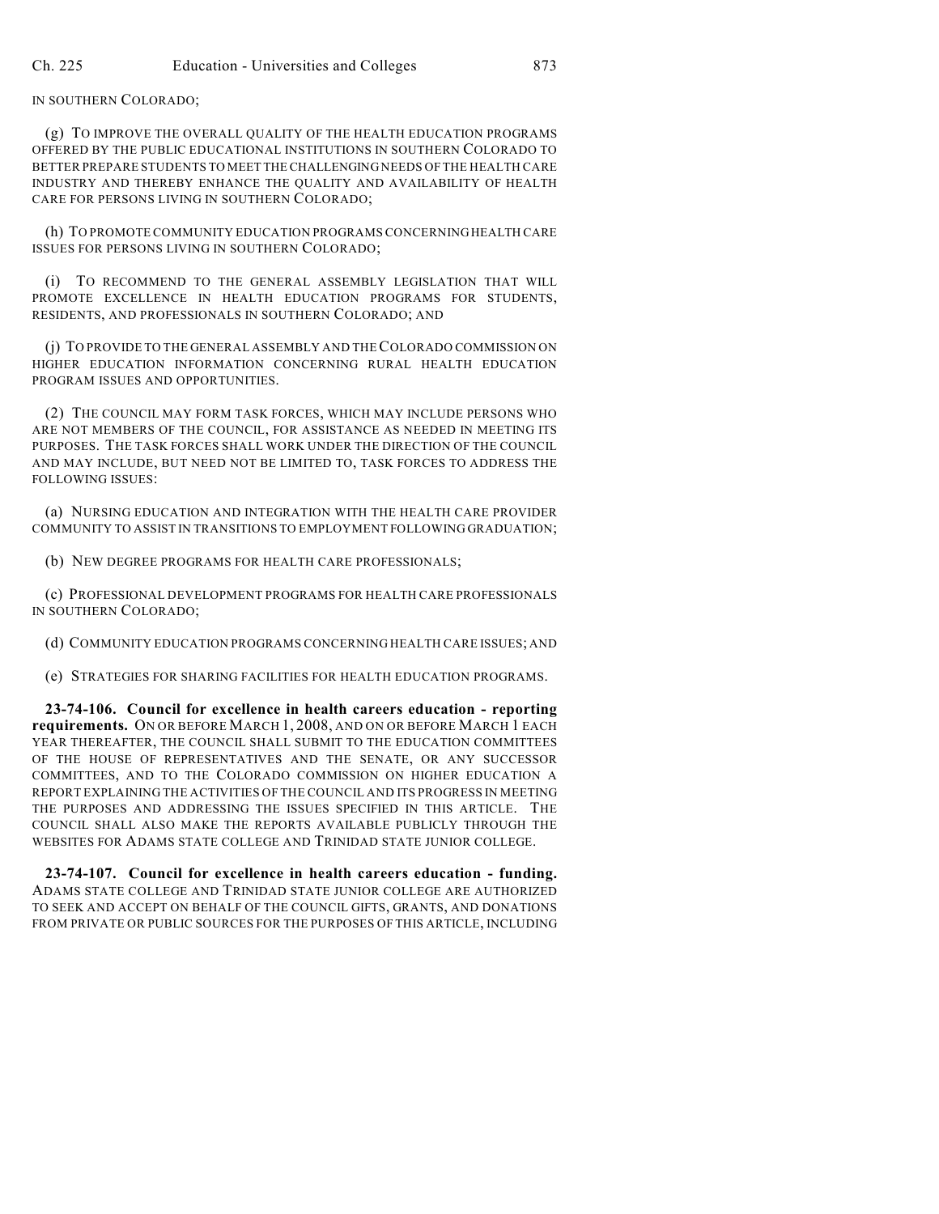IN SOUTHERN COLORADO;

(g) TO IMPROVE THE OVERALL QUALITY OF THE HEALTH EDUCATION PROGRAMS OFFERED BY THE PUBLIC EDUCATIONAL INSTITUTIONS IN SOUTHERN COLORADO TO BETTER PREPARE STUDENTS TO MEET THE CHALLENGING NEEDS OF THE HEALTH CARE INDUSTRY AND THEREBY ENHANCE THE QUALITY AND AVAILABILITY OF HEALTH CARE FOR PERSONS LIVING IN SOUTHERN COLORADO;

(h) TO PROMOTE COMMUNITY EDUCATION PROGRAMS CONCERNING HEALTH CARE ISSUES FOR PERSONS LIVING IN SOUTHERN COLORADO;

(i) TO RECOMMEND TO THE GENERAL ASSEMBLY LEGISLATION THAT WILL PROMOTE EXCELLENCE IN HEALTH EDUCATION PROGRAMS FOR STUDENTS, RESIDENTS, AND PROFESSIONALS IN SOUTHERN COLORADO; AND

(j) TO PROVIDE TO THE GENERAL ASSEMBLY AND THE COLORADO COMMISSION ON HIGHER EDUCATION INFORMATION CONCERNING RURAL HEALTH EDUCATION PROGRAM ISSUES AND OPPORTUNITIES.

(2) THE COUNCIL MAY FORM TASK FORCES, WHICH MAY INCLUDE PERSONS WHO ARE NOT MEMBERS OF THE COUNCIL, FOR ASSISTANCE AS NEEDED IN MEETING ITS PURPOSES. THE TASK FORCES SHALL WORK UNDER THE DIRECTION OF THE COUNCIL AND MAY INCLUDE, BUT NEED NOT BE LIMITED TO, TASK FORCES TO ADDRESS THE FOLLOWING ISSUES:

(a) NURSING EDUCATION AND INTEGRATION WITH THE HEALTH CARE PROVIDER COMMUNITY TO ASSIST IN TRANSITIONS TO EMPLOYMENT FOLLOWING GRADUATION;

(b) NEW DEGREE PROGRAMS FOR HEALTH CARE PROFESSIONALS;

(c) PROFESSIONAL DEVELOPMENT PROGRAMS FOR HEALTH CARE PROFESSIONALS IN SOUTHERN COLORADO;

(d) COMMUNITY EDUCATION PROGRAMS CONCERNING HEALTH CARE ISSUES; AND

(e) STRATEGIES FOR SHARING FACILITIES FOR HEALTH EDUCATION PROGRAMS.

**23-74-106. Council for excellence in health careers education - reporting requirements.** ON OR BEFORE MARCH 1, 2008, AND ON OR BEFORE MARCH 1 EACH YEAR THEREAFTER, THE COUNCIL SHALL SUBMIT TO THE EDUCATION COMMITTEES OF THE HOUSE OF REPRESENTATIVES AND THE SENATE, OR ANY SUCCESSOR COMMITTEES, AND TO THE COLORADO COMMISSION ON HIGHER EDUCATION A REPORT EXPLAINING THE ACTIVITIES OF THE COUNCIL AND ITS PROGRESS IN MEETING THE PURPOSES AND ADDRESSING THE ISSUES SPECIFIED IN THIS ARTICLE. THE COUNCIL SHALL ALSO MAKE THE REPORTS AVAILABLE PUBLICLY THROUGH THE WEBSITES FOR ADAMS STATE COLLEGE AND TRINIDAD STATE JUNIOR COLLEGE.

**23-74-107. Council for excellence in health careers education - funding.** ADAMS STATE COLLEGE AND TRINIDAD STATE JUNIOR COLLEGE ARE AUTHORIZED TO SEEK AND ACCEPT ON BEHALF OF THE COUNCIL GIFTS, GRANTS, AND DONATIONS FROM PRIVATE OR PUBLIC SOURCES FOR THE PURPOSES OF THIS ARTICLE, INCLUDING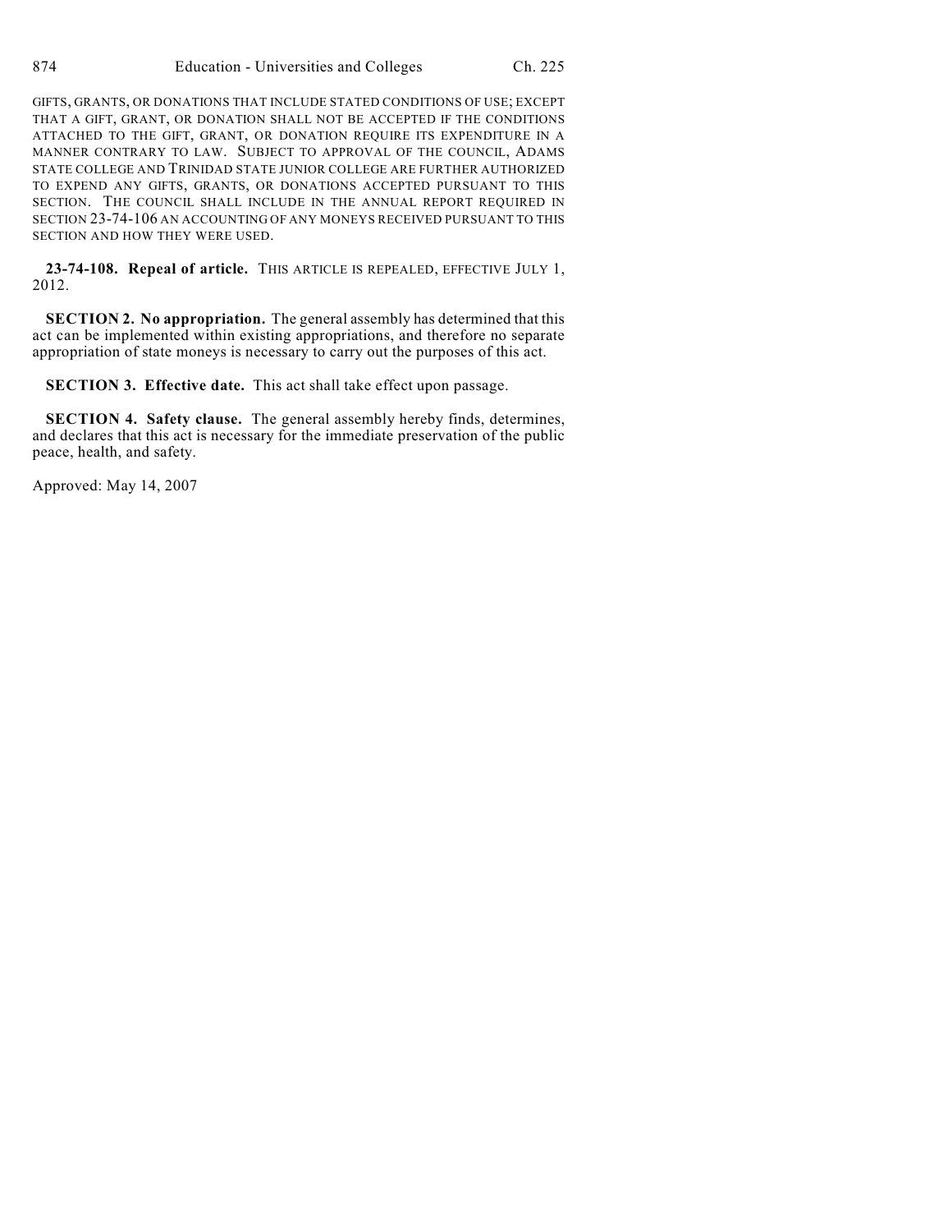GIFTS, GRANTS, OR DONATIONS THAT INCLUDE STATED CONDITIONS OF USE; EXCEPT THAT A GIFT, GRANT, OR DONATION SHALL NOT BE ACCEPTED IF THE CONDITIONS ATTACHED TO THE GIFT, GRANT, OR DONATION REQUIRE ITS EXPENDITURE IN A MANNER CONTRARY TO LAW. SUBJECT TO APPROVAL OF THE COUNCIL, ADAMS STATE COLLEGE AND TRINIDAD STATE JUNIOR COLLEGE ARE FURTHER AUTHORIZED TO EXPEND ANY GIFTS, GRANTS, OR DONATIONS ACCEPTED PURSUANT TO THIS SECTION. THE COUNCIL SHALL INCLUDE IN THE ANNUAL REPORT REQUIRED IN SECTION 23-74-106 AN ACCOUNTING OF ANY MONEYS RECEIVED PURSUANT TO THIS SECTION AND HOW THEY WERE USED.

**23-74-108. Repeal of article.** THIS ARTICLE IS REPEALED, EFFECTIVE JULY 1, 2012.

**SECTION 2. No appropriation.** The general assembly has determined that this act can be implemented within existing appropriations, and therefore no separate appropriation of state moneys is necessary to carry out the purposes of this act.

**SECTION 3. Effective date.** This act shall take effect upon passage.

**SECTION 4. Safety clause.** The general assembly hereby finds, determines, and declares that this act is necessary for the immediate preservation of the public peace, health, and safety.

Approved: May 14, 2007